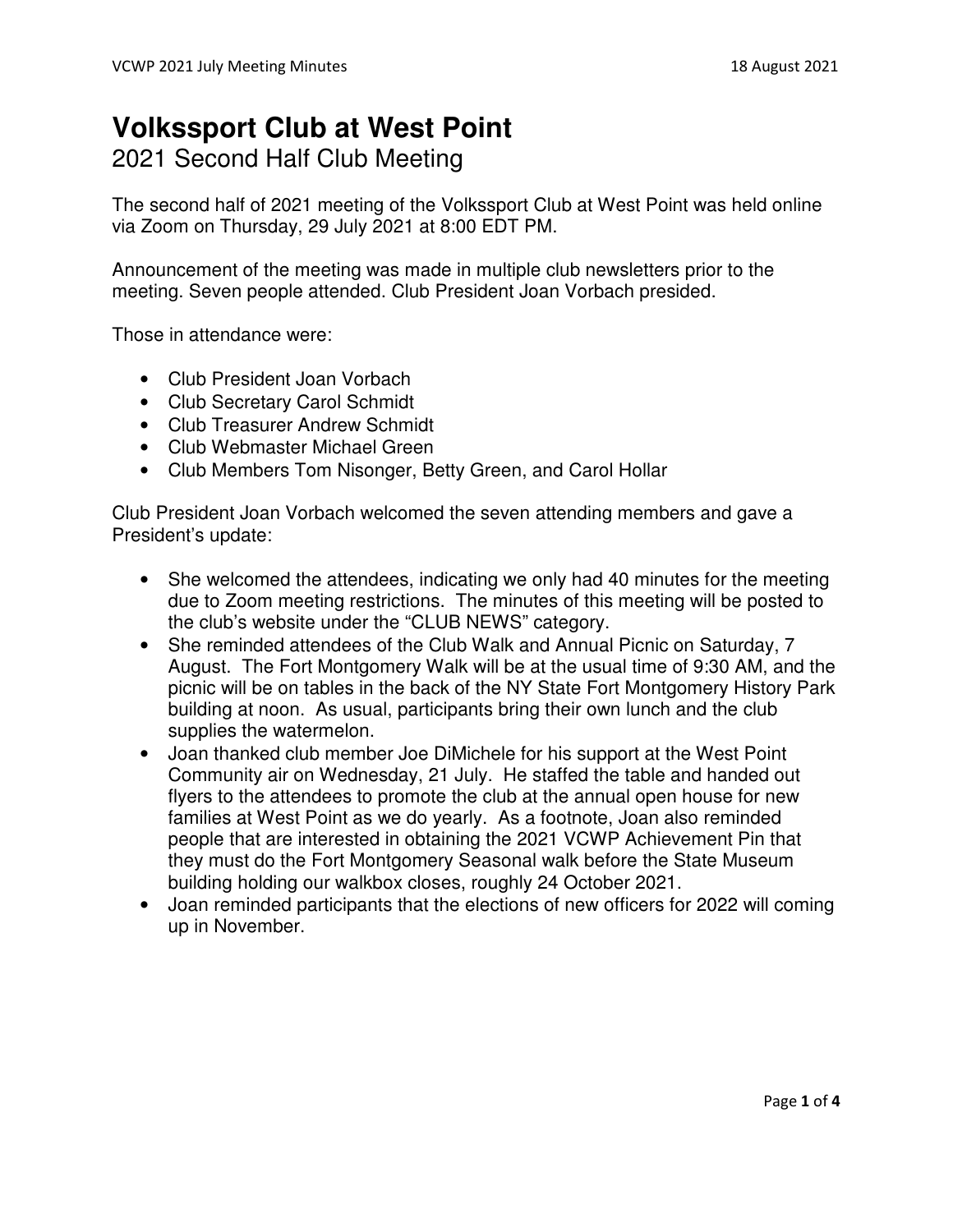# Volkssport Club at West Point

## 2021 Second Half Club Meeting

The second half of 2021 meeting of the Volkssport Club at West Point was held online via Zoom on Thursday, 29 July 2021 at 8:00 EDT PM.

Announcement of the meeting was made in multiple club newsletters prior to the meeting. Seven people attended. Club President Joan Vorbach presided.

Those in attendance were:

- Club President Joan Vorbach
- Club Secretary Carol Schmidt
- Club Treasurer Andrew Schmidt
- Club Webmaster Michael Green
- Club Members Tom Nisonger, Betty Green, and Carol Hollar

Club President Joan Vorbach welcomed the seven attending members and gave a President's update:

- She welcomed the attendees, indicating we only had 40 minutes for the meeting due to Zoom meeting restrictions. The minutes of this meeting will be posted to the club's website under the "CLUB NEWS" category.
- She reminded attendees of the Club Walk and Annual Picnic on Saturday, 7 August. The Fort Montgomery Walk will be at the usual time of 9:30 AM, and the picnic will be on tables in the back of the NY State Fort Montgomery History Park building at noon. As usual, participants bring their own lunch and the club supplies the watermelon.
- Joan thanked club member Joe DiMichele for his support at the West Point Community air on Wednesday, 21 July. He staffed the table and handed out flyers to the attendees to promote the club at the annual open house for new families at West Point as we do yearly. As a footnote, Joan also reminded people that are interested in obtaining the 2021 VCWP Achievement Pin that they must do the Fort Montgomery Seasonal walk before the State Museum building holding our walkbox closes, roughly 24 October 2021.
- Joan reminded participants that the elections of new officers for 2022 will coming up in November.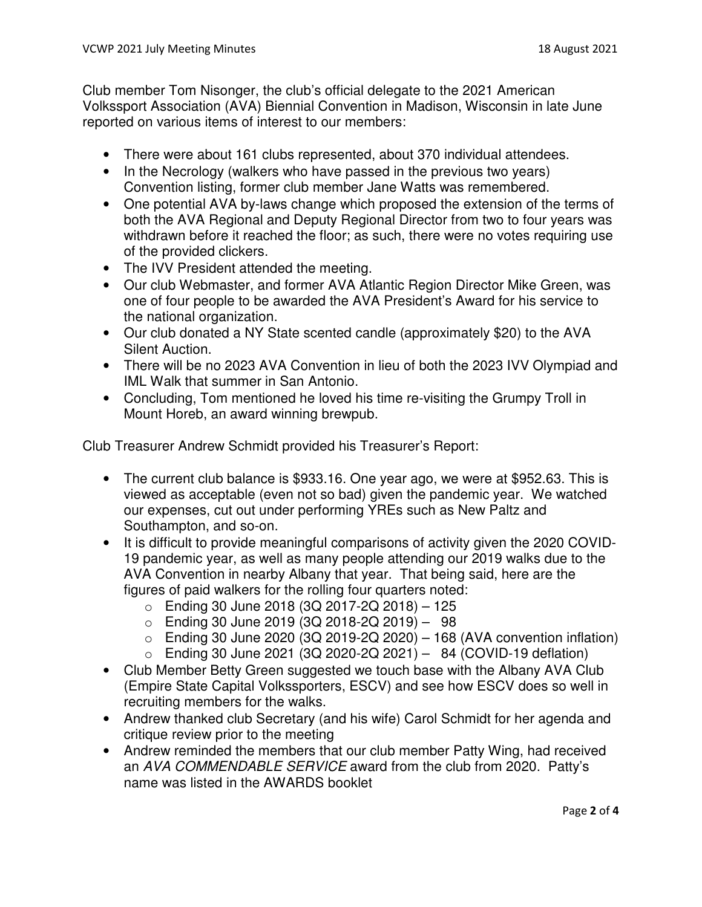Club member Tom Nisonger, the club's official delegate to the 2021 American Volkssport Association (AVA) Biennial Convention in Madison, Wisconsin in late June reported on various items of interest to our members:

- There were about 161 clubs represented, about 370 individual attendees.
- In the Necrology (walkers who have passed in the previous two years) Convention listing, former club member Jane Watts was remembered.
- One potential AVA by-laws change which proposed the extension of the terms of both the AVA Regional and Deputy Regional Director from two to four years was withdrawn before it reached the floor; as such, there were no votes requiring use of the provided clickers.
- The IVV President attended the meeting.
- Our club Webmaster, and former AVA Atlantic Region Director Mike Green, was one of four people to be awarded the AVA President's Award for his service to the national organization.
- Our club donated a NY State scented candle (approximately $20) to the AVA Silent Auction.
- There will be no 2023 AVA Convention in lieu of both the 2023 IVV Olympiad and IML Walk that summer in San Antonio.
- Concluding, Tom mentioned he loved his time re-visiting the Grumpy Troll in Mount Horeb, an award winning brewpub.

Club Treasurer Andrew Schmidt provided his Treasurer's Report:

- The current club balance is $933.16. One year ago, we were at $952.63. This is viewed as acceptable (even not so bad) given the pandemic year. We watched our expenses, cut out under performing YREs such as New Paltz and Southampton, and so-on.
- It is difficult to provide meaningful comparisons of activity given the 2020 COVID-19 pandemic year, as well as many people attending our 2019 walks due to the AVA Convention in nearby Albany that year. That being said, here are the figures of paid walkers for the rolling four quarters noted:
  - Ending 30 June 2018 (3Q 2017-2Q 2018) – 125
  - Ending 30 June 2019 (3Q 2018-2Q 2019) – 98
  - Ending 30 June 2020 (3Q 2019-2Q 2020) – 168 (AVA convention inflation)
  - Ending 30 June 2021 (3Q 2020-2Q 2021) – 84 (COVID-19 deflation)
- Club Member Betty Green suggested we touch base with the Albany AVA Club (Empire State Capital Volkssporters, ESCV) and see how ESCV does so well in recruiting members for the walks.
- Andrew thanked club Secretary (and his wife) Carol Schmidt for her agenda and critique review prior to the meeting
- Andrew reminded the members that our club member Patty Wing, had received an *AVA COMMENDABLE SERVICE* award from the club from 2020. Patty's name was listed in the AWARDS booklet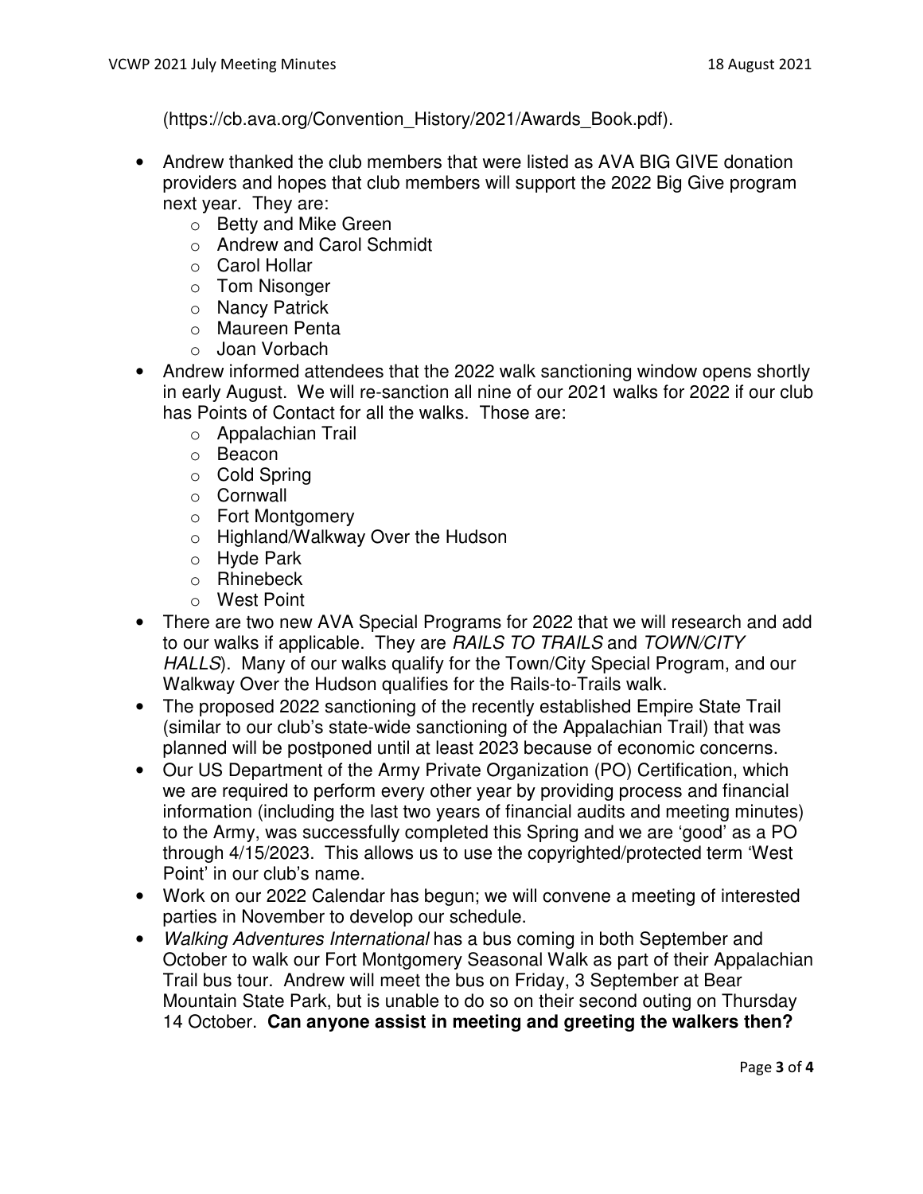(https://cb.ava.org/Convention_History/2021/Awards_Book.pdf).

- Andrew thanked the club members that were listed as AVA BIG GIVE donation providers and hopes that club members will support the 2022 Big Give program next year. They are:
  - Betty and Mike Green
  - Andrew and Carol Schmidt
  - Carol Hollar
  - Tom Nisonger
  - Nancy Patrick
  - Maureen Penta
  - Joan Vorbach
- Andrew informed attendees that the 2022 walk sanctioning window opens shortly in early August. We will re-sanction all nine of our 2021 walks for 2022 if our club has Points of Contact for all the walks. Those are:
  - Appalachian Trail
  - Beacon
  - Cold Spring
  - Cornwall
  - Fort Montgomery
  - Highland/Walkway Over the Hudson
  - Hyde Park
  - Rhinebeck
  - West Point
- There are two new AVA Special Programs for 2022 that we will research and add to our walks if applicable. They are *RAILS TO TRAILS* and *TOWN/CITY HALLS*). Many of our walks qualify for the Town/City Special Program, and our Walkway Over the Hudson qualifies for the Rails-to-Trails walk.
- The proposed 2022 sanctioning of the recently established Empire State Trail (similar to our club's state-wide sanctioning of the Appalachian Trail) that was planned will be postponed until at least 2023 because of economic concerns.
- Our US Department of the Army Private Organization (PO) Certification, which we are required to perform every other year by providing process and financial information (including the last two years of financial audits and meeting minutes) to the Army, was successfully completed this Spring and we are 'good' as a PO through 4/15/2023. This allows us to use the copyrighted/protected term 'West Point' in our club's name.
- Work on our 2022 Calendar has begun; we will convene a meeting of interested parties in November to develop our schedule.
- *Walking Adventures International* has a bus coming in both September and October to walk our Fort Montgomery Seasonal Walk as part of their Appalachian Trail bus tour. Andrew will meet the bus on Friday, 3 September at Bear Mountain State Park, but is unable to do so on their second outing on Thursday 14 October. **Can anyone assist in meeting and greeting the walkers then?**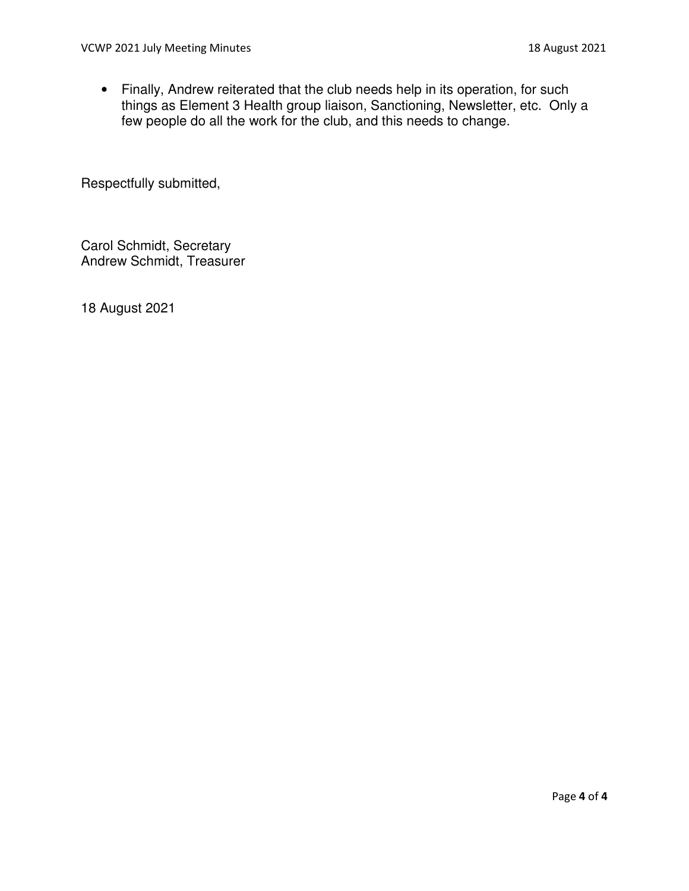- Finally, Andrew reiterated that the club needs help in its operation, for such things as Element 3 Health group liaison, Sanctioning, Newsletter, etc. Only a few people do all the work for the club, and this needs to change.

Respectfully submitted,

Carol Schmidt, Secretary
Andrew Schmidt, Treasurer

18 August 2021